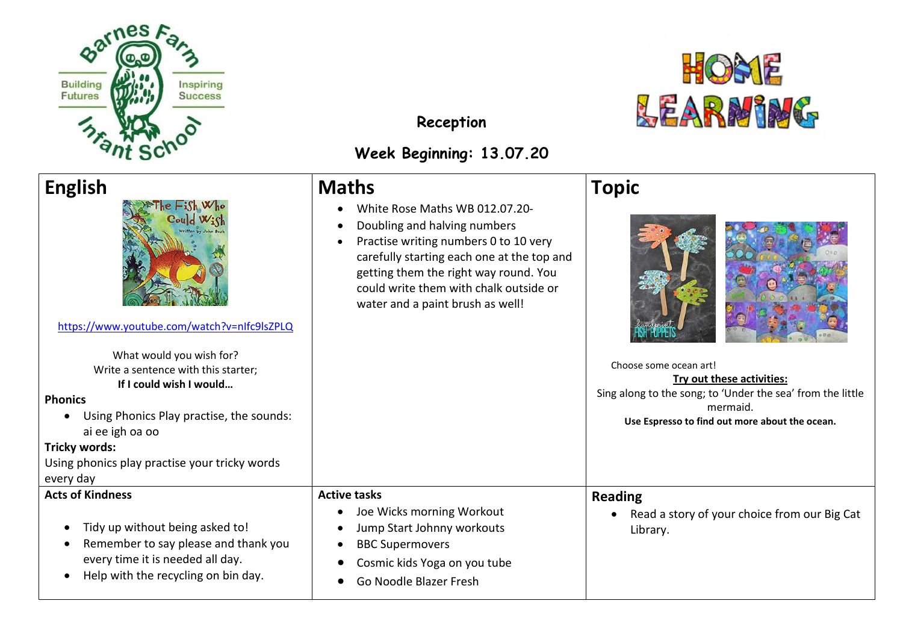Barnes Farm Infant School

Building Futures — Inspiring Success

HOME LEARNING

**Reception**

**Week Beginning: 13.07.20**

## English

The Fish Who Could Wish

https://www.youtube.com/watch?v=nIfc9lsZPLQ

What would you wish for?
Write a sentence with this starter;
**If I could wish I would…**

**Phonics**

- Using Phonics Play practise, the sounds: ai ee igh oa oo

**Tricky words:**

Using phonics play practise your tricky words every day

## Maths

- White Rose Maths WB 012.07.20-
- Doubling and halving numbers
- Practise writing numbers 0 to 10 very carefully starting each one at the top and getting them the right way round. You could write them with chalk outside or water and a paint brush as well!

## Topic

Choose some ocean art!

**Try out these activities:**

Sing along to the song; to 'Under the sea' from the little mermaid.

**Use Espresso to find out more about the ocean.**

**Acts of Kindness**

- Tidy up without being asked to!
- Remember to say please and thank you every time it is needed all day.
- Help with the recycling on bin day.

**Active tasks**

- Joe Wicks morning Workout
- Jump Start Johnny workouts
- BBC Supermovers
- Cosmic kids Yoga on you tube
- Go Noodle Blazer Fresh

## Reading

- Read a story of your choice from our Big Cat Library.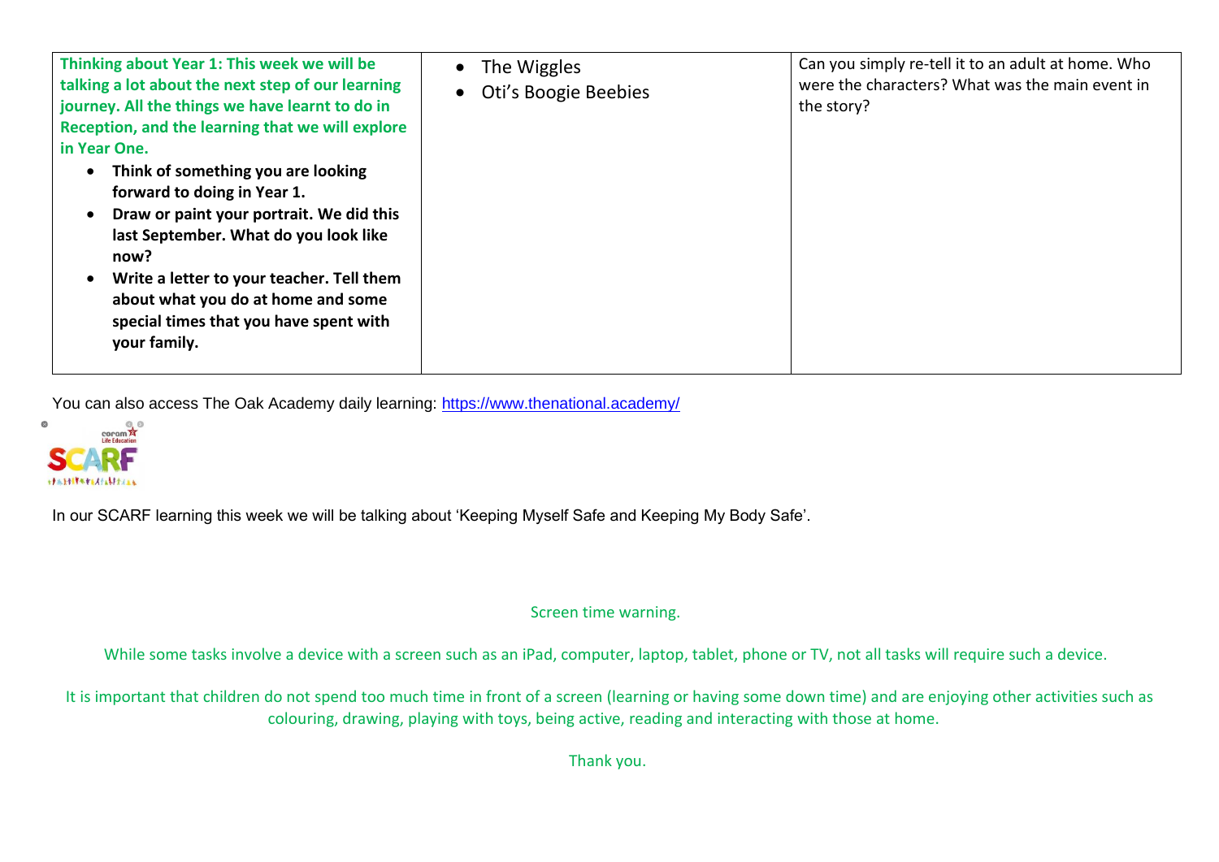| **Thinking about Year 1: This week we will be talking a lot about the next step of our learning journey. All the things we have learnt to do in Reception, and the learning that we will explore in Year One.**<br>• **Think of something you are looking forward to doing in Year 1.**<br>• **Draw or paint your portrait. We did this last September. What do you look like now?**<br>• **Write a letter to your teacher. Tell them about what you do at home and some special times that you have spent with your family.** | • The Wiggles<br>• Oti's Boogie Beebies | Can you simply re-tell it to an adult at home. Who were the characters? What was the main event in the story? |
|---|---|---|

You can also access The Oak Academy daily learning: https://www.thenational.academy/

In our SCARF learning this week we will be talking about 'Keeping Myself Safe and Keeping My Body Safe'.

Screen time warning.

While some tasks involve a device with a screen such as an iPad, computer, laptop, tablet, phone or TV, not all tasks will require such a device.

It is important that children do not spend too much time in front of a screen (learning or having some down time) and are enjoying other activities such as colouring, drawing, playing with toys, being active, reading and interacting with those at home.

Thank you.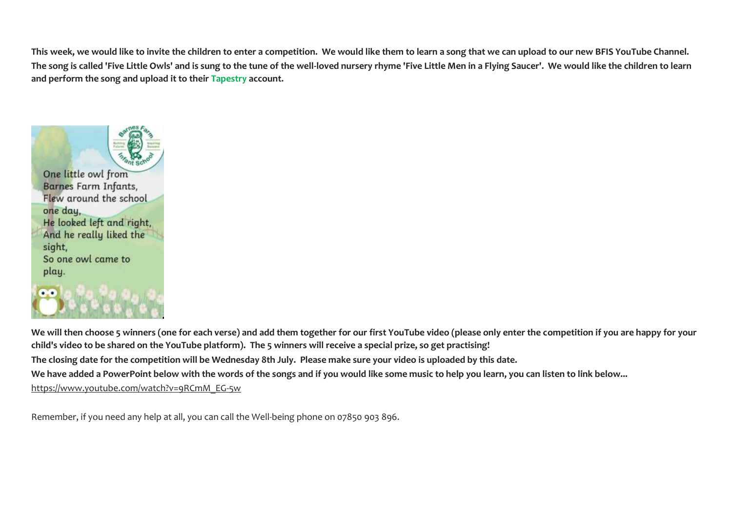**This week, we would like to invite the children to enter a competition. We would like them to learn a song that we can upload to our new BFIS YouTube Channel. The song is called 'Five Little Owls' and is sung to the tune of the well-loved nursery rhyme 'Five Little Men in a Flying Saucer'. We would like the children to learn and perform the song and upload it to their Tapestry account.**

Barnes Farm Infant School

One little owl from
Barnes Farm Infants,
Flew around the school
one day,
He looked left and right,
And he really liked the
sight,
So one owl came to
play.

**We will then choose 5 winners (one for each verse) and add them together for our first YouTube video (please only enter the competition if you are happy for your child's video to be shared on the YouTube platform). The 5 winners will receive a special prize, so get practising!**

**The closing date for the competition will be Wednesday 8th July. Please make sure your video is uploaded by this date.**

**We have added a PowerPoint below with the words of the songs and if you would like some music to help you learn, you can listen to link below...**

https://www.youtube.com/watch?v=9RCmM_EG-5w

Remember, if you need any help at all, you can call the Well-being phone on 07850 903 896.